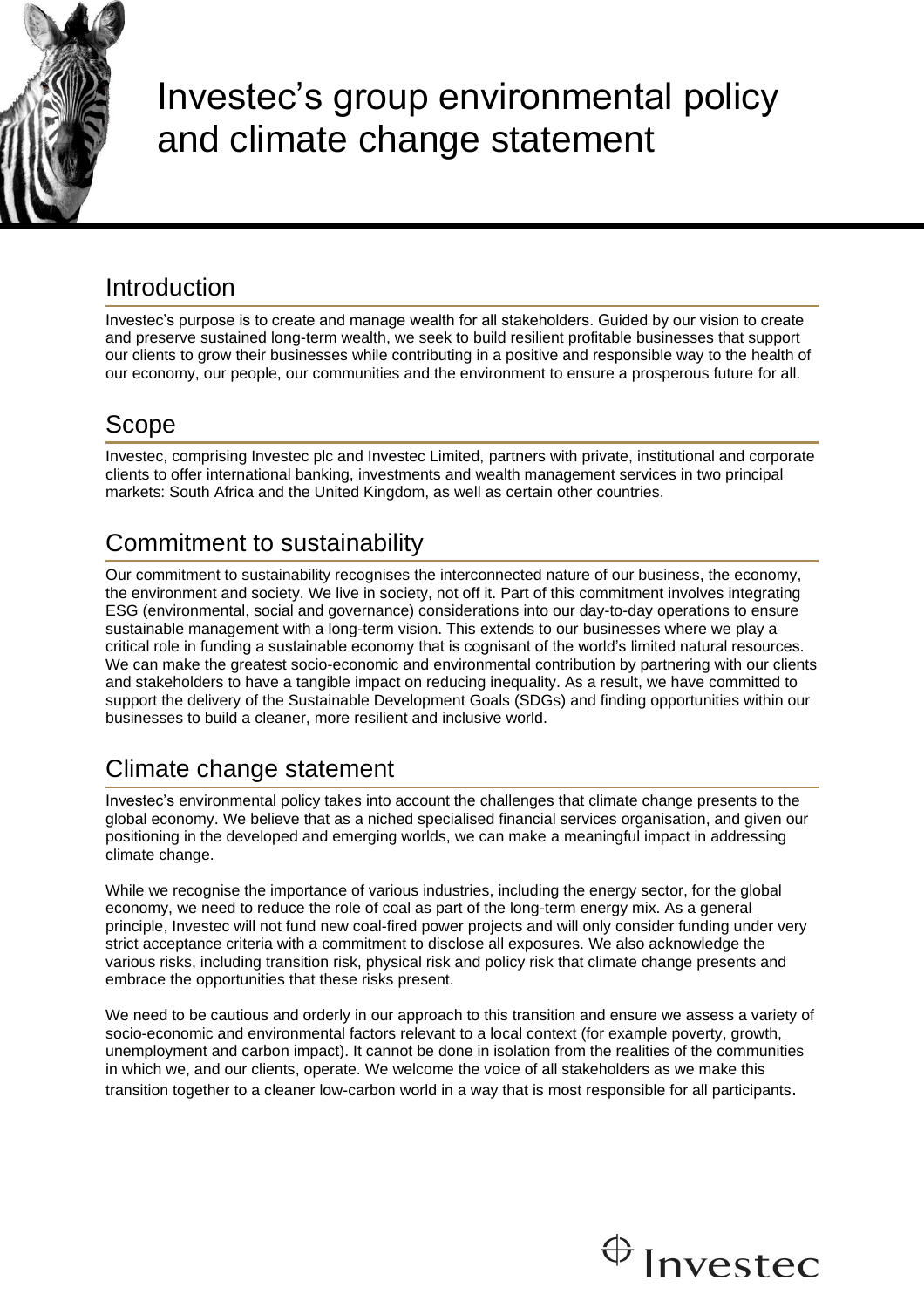# Investec's group environmental policy and climate change statement

## Introduction

Investec's purpose is to create and manage wealth for all stakeholders. Guided by our vision to create and preserve sustained long-term wealth, we seek to build resilient profitable businesses that support our clients to grow their businesses while contributing in a positive and responsible way to the health of our economy, our people, our communities and the environment to ensure a prosperous future for all.

## Scope

Investec, comprising Investec plc and Investec Limited, partners with private, institutional and corporate clients to offer international banking, investments and wealth management services in two principal markets: South Africa and the United Kingdom, as well as certain other countries.

## Commitment to sustainability

Our commitment to sustainability recognises the interconnected nature of our business, the economy, the environment and society. We live in society, not off it. Part of this commitment involves integrating ESG (environmental, social and governance) considerations into our day-to-day operations to ensure sustainable management with a long-term vision. This extends to our businesses where we play a critical role in funding a sustainable economy that is cognisant of the world's limited natural resources. We can make the greatest socio-economic and environmental contribution by partnering with our clients and stakeholders to have a tangible impact on reducing inequality. As a result, we have committed to support the delivery of the Sustainable Development Goals (SDGs) and finding opportunities within our businesses to build a cleaner, more resilient and inclusive world.

## Climate change statement

Investec's environmental policy takes into account the challenges that climate change presents to the global economy. We believe that as a niched specialised financial services organisation, and given our positioning in the developed and emerging worlds, we can make a meaningful impact in addressing climate change.

While we recognise the importance of various industries, including the energy sector, for the global economy, we need to reduce the role of coal as part of the long-term energy mix. As a general principle, Investec will not fund new coal-fired power projects and will only consider funding under very strict acceptance criteria with a commitment to disclose all exposures. We also acknowledge the various risks, including transition risk, physical risk and policy risk that climate change presents and embrace the opportunities that these risks present.

We need to be cautious and orderly in our approach to this transition and ensure we assess a variety of socio-economic and environmental factors relevant to a local context (for example poverty, growth, unemployment and carbon impact). It cannot be done in isolation from the realities of the communities in which we, and our clients, operate. We welcome the voice of all stakeholders as we make this transition together to a cleaner low-carbon world in a way that is most responsible for all participants.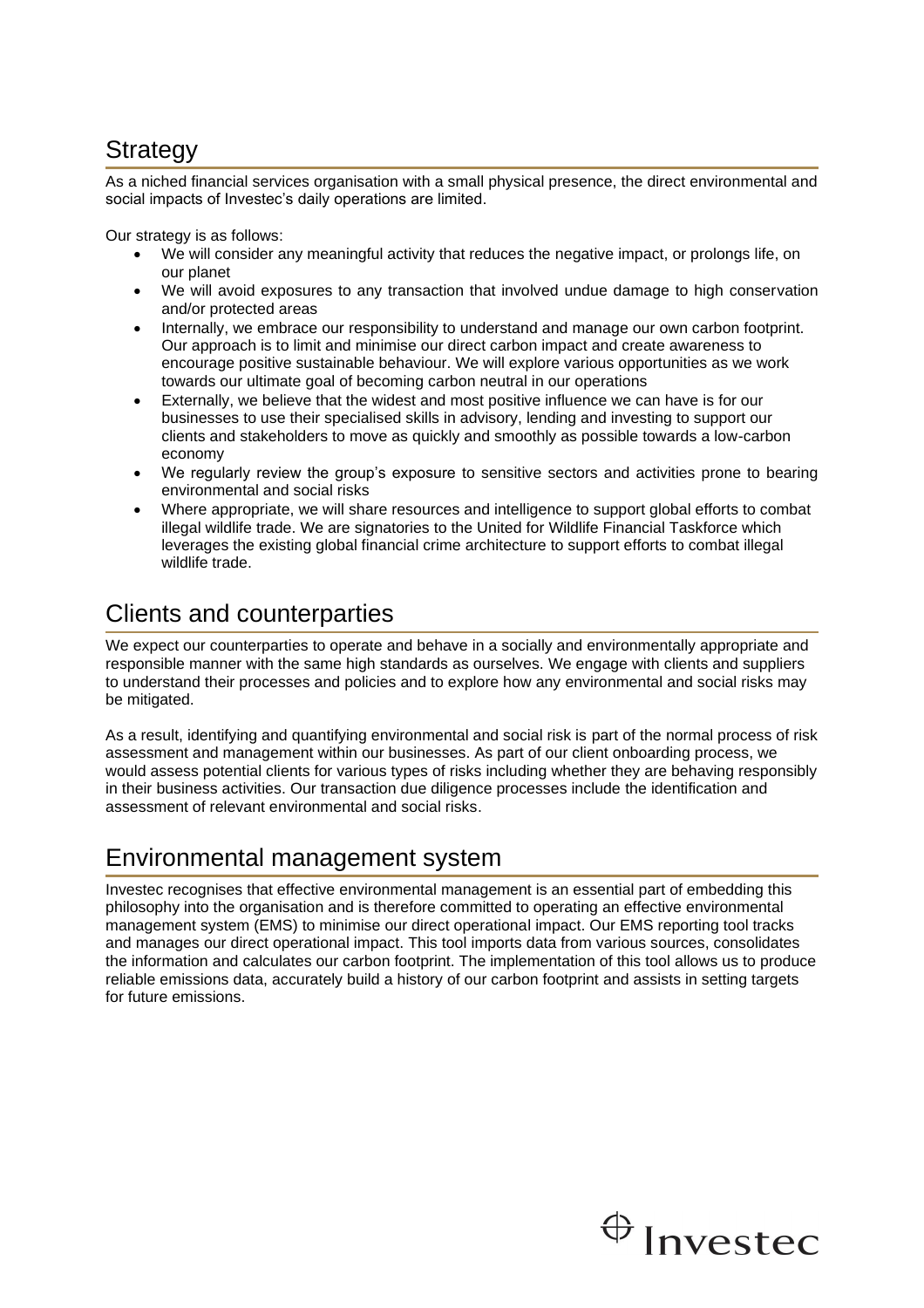## Strategy

As a niched financial services organisation with a small physical presence, the direct environmental and social impacts of Investec's daily operations are limited.

Our strategy is as follows:

- We will consider any meaningful activity that reduces the negative impact, or prolongs life, on our planet
- We will avoid exposures to any transaction that involved undue damage to high conservation and/or protected areas
- Internally, we embrace our responsibility to understand and manage our own carbon footprint. Our approach is to limit and minimise our direct carbon impact and create awareness to encourage positive sustainable behaviour. We will explore various opportunities as we work towards our ultimate goal of becoming carbon neutral in our operations
- Externally, we believe that the widest and most positive influence we can have is for our businesses to use their specialised skills in advisory, lending and investing to support our clients and stakeholders to move as quickly and smoothly as possible towards a low-carbon economy
- We regularly review the group's exposure to sensitive sectors and activities prone to bearing environmental and social risks
- Where appropriate, we will share resources and intelligence to support global efforts to combat illegal wildlife trade. We are signatories to the United for Wildlife Financial Taskforce which leverages the existing global financial crime architecture to support efforts to combat illegal wildlife trade.

## Clients and counterparties

We expect our counterparties to operate and behave in a socially and environmentally appropriate and responsible manner with the same high standards as ourselves. We engage with clients and suppliers to understand their processes and policies and to explore how any environmental and social risks may be mitigated.

As a result, identifying and quantifying environmental and social risk is part of the normal process of risk assessment and management within our businesses. As part of our client onboarding process, we would assess potential clients for various types of risks including whether they are behaving responsibly in their business activities. Our transaction due diligence processes include the identification and assessment of relevant environmental and social risks.

## Environmental management system

Investec recognises that effective environmental management is an essential part of embedding this philosophy into the organisation and is therefore committed to operating an effective environmental management system (EMS) to minimise our direct operational impact. Our EMS reporting tool tracks and manages our direct operational impact. This tool imports data from various sources, consolidates the information and calculates our carbon footprint. The implementation of this tool allows us to produce reliable emissions data, accurately build a history of our carbon footprint and assists in setting targets for future emissions.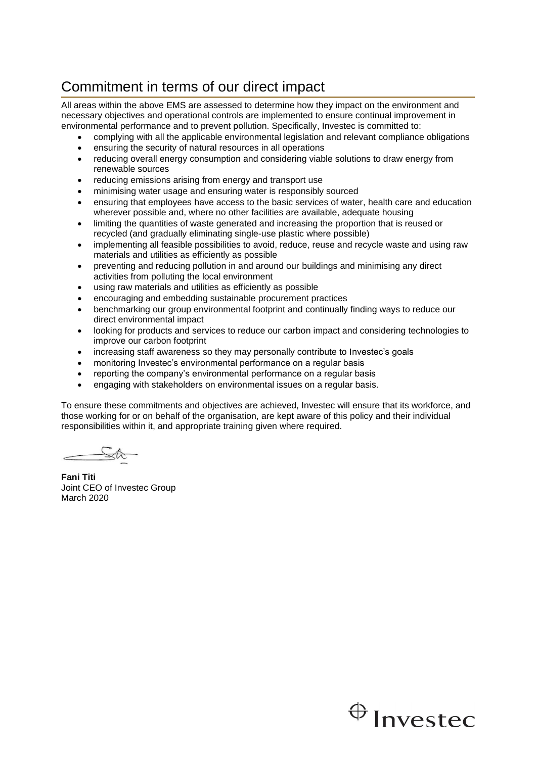## Commitment in terms of our direct impact

All areas within the above EMS are assessed to determine how they impact on the environment and necessary objectives and operational controls are implemented to ensure continual improvement in environmental performance and to prevent pollution. Specifically, Investec is committed to:

- complying with all the applicable environmental legislation and relevant compliance obligations
- ensuring the security of natural resources in all operations
- reducing overall energy consumption and considering viable solutions to draw energy from renewable sources
- reducing emissions arising from energy and transport use
- minimising water usage and ensuring water is responsibly sourced
- ensuring that employees have access to the basic services of water, health care and education wherever possible and, where no other facilities are available, adequate housing
- limiting the quantities of waste generated and increasing the proportion that is reused or recycled (and gradually eliminating single-use plastic where possible)
- implementing all feasible possibilities to avoid, reduce, reuse and recycle waste and using raw materials and utilities as efficiently as possible
- preventing and reducing pollution in and around our buildings and minimising any direct activities from polluting the local environment
- using raw materials and utilities as efficiently as possible
- encouraging and embedding sustainable procurement practices
- benchmarking our group environmental footprint and continually finding ways to reduce our direct environmental impact
- looking for products and services to reduce our carbon impact and considering technologies to improve our carbon footprint
- increasing staff awareness so they may personally contribute to Investec's goals
- monitoring Investec's environmental performance on a regular basis
- reporting the company's environmental performance on a regular basis
- engaging with stakeholders on environmental issues on a regular basis.

To ensure these commitments and objectives are achieved, Investec will ensure that its workforce, and those working for or on behalf of the organisation, are kept aware of this policy and their individual responsibilities within it, and appropriate training given where required.

**Fani Titi**
Joint CEO of Investec Group
March 2020